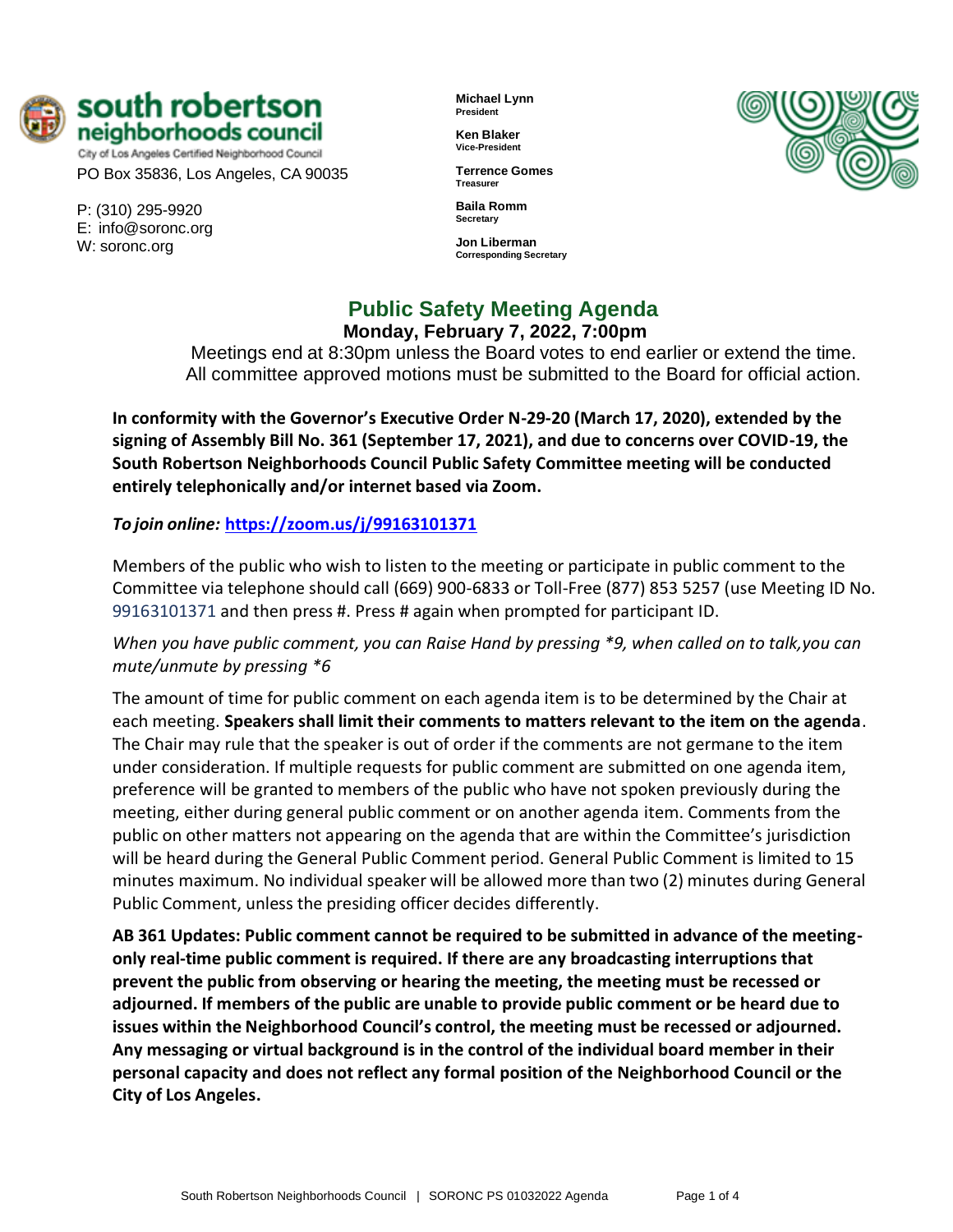**south robertson neighborhoods council**
City of Los Angeles Certified Neighborhood Council
PO Box 35836, Los Angeles, CA 90035

P: (310) 295-9920
E: info@soronc.org
W: soronc.org

**Michael Lynn**
**President**

**Ken Blaker**
**Vice-President**

**Terrence Gomes**
**Treasurer**

**Baila Romm**
**Secretary**

**Jon Liberman**
**Corresponding Secretary**

# Public Safety Meeting Agenda

**Monday, February 7, 2022, 7:00pm**

Meetings end at 8:30pm unless the Board votes to end earlier or extend the time.
All committee approved motions must be submitted to the Board for official action.

**In conformity with the Governor's Executive Order N-29-20 (March 17, 2020), extended by the signing of Assembly Bill No. 361 (September 17, 2021), and due to concerns over COVID-19, the South Robertson Neighborhoods Council Public Safety Committee meeting will be conducted entirely telephonically and/or internet based via Zoom.**

*To join online:* **https://zoom.us/j/99163101371**

Members of the public who wish to listen to the meeting or participate in public comment to the Committee via telephone should call (669) 900-6833 or Toll-Free (877) 853 5257 (use Meeting ID No. 99163101371 and then press #. Press # again when prompted for participant ID.

*When you have public comment, you can Raise Hand by pressing *9, when called on to talk,you can mute/unmute by pressing *6*

The amount of time for public comment on each agenda item is to be determined by the Chair at each meeting. **Speakers shall limit their comments to matters relevant to the item on the agenda**. The Chair may rule that the speaker is out of order if the comments are not germane to the item under consideration. If multiple requests for public comment are submitted on one agenda item, preference will be granted to members of the public who have not spoken previously during the meeting, either during general public comment or on another agenda item. Comments from the public on other matters not appearing on the agenda that are within the Committee's jurisdiction will be heard during the General Public Comment period. General Public Comment is limited to 15 minutes maximum. No individual speaker will be allowed more than two (2) minutes during General Public Comment, unless the presiding officer decides differently.

**AB 361 Updates: Public comment cannot be required to be submitted in advance of the meeting-only real-time public comment is required. If there are any broadcasting interruptions that prevent the public from observing or hearing the meeting, the meeting must be recessed or adjourned. If members of the public are unable to provide public comment or be heard due to issues within the Neighborhood Council's control, the meeting must be recessed or adjourned. Any messaging or virtual background is in the control of the individual board member in their personal capacity and does not reflect any formal position of the Neighborhood Council or the City of Los Angeles.**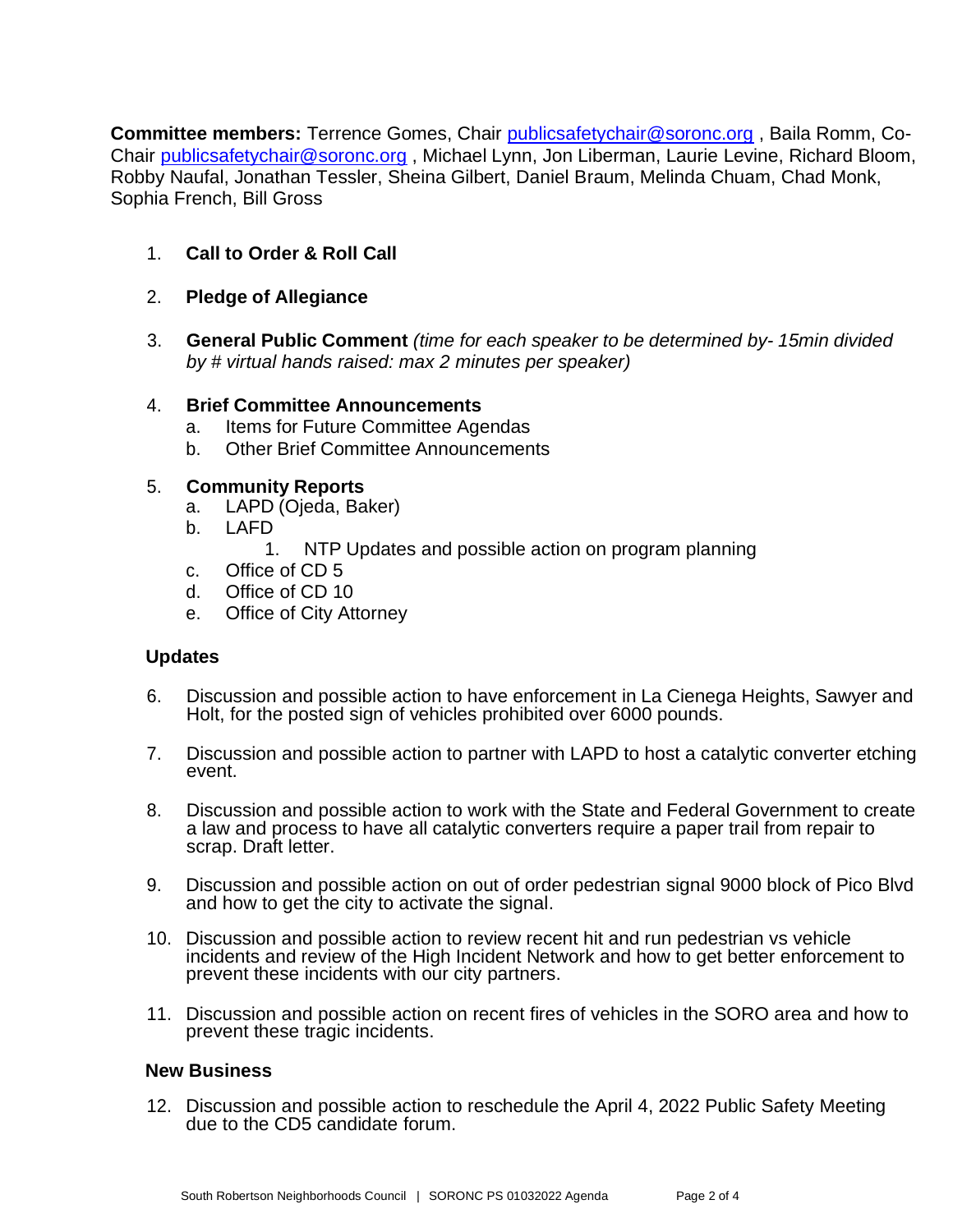**Committee members:** Terrence Gomes, Chair publicsafetychair@soronc.org , Baila Romm, Co-Chair publicsafetychair@soronc.org , Michael Lynn, Jon Liberman, Laurie Levine, Richard Bloom, Robby Naufal, Jonathan Tessler, Sheina Gilbert, Daniel Braum, Melinda Chuam, Chad Monk, Sophia French, Bill Gross

1. **Call to Order & Roll Call**

2. **Pledge of Allegiance**

3. **General Public Comment** *(time for each speaker to be determined by- 15min divided by # virtual hands raised: max 2 minutes per speaker)*

4. **Brief Committee Announcements**
   a. Items for Future Committee Agendas
   b. Other Brief Committee Announcements

5. **Community Reports**
   a. LAPD (Ojeda, Baker)
   b. LAFD
      1. NTP Updates and possible action on program planning
   c. Office of CD 5
   d. Office of CD 10
   e. Office of City Attorney

### Updates

6. Discussion and possible action to have enforcement in La Cienega Heights, Sawyer and Holt, for the posted sign of vehicles prohibited over 6000 pounds.

7. Discussion and possible action to partner with LAPD to host a catalytic converter etching event.

8. Discussion and possible action to work with the State and Federal Government to create a law and process to have all catalytic converters require a paper trail from repair to scrap. Draft letter.

9. Discussion and possible action on out of order pedestrian signal 9000 block of Pico Blvd and how to get the city to activate the signal.

10. Discussion and possible action to review recent hit and run pedestrian vs vehicle incidents and review of the High Incident Network and how to get better enforcement to prevent these incidents with our city partners.

11. Discussion and possible action on recent fires of vehicles in the SORO area and how to prevent these tragic incidents.

### New Business

12. Discussion and possible action to reschedule the April 4, 2022 Public Safety Meeting due to the CD5 candidate forum.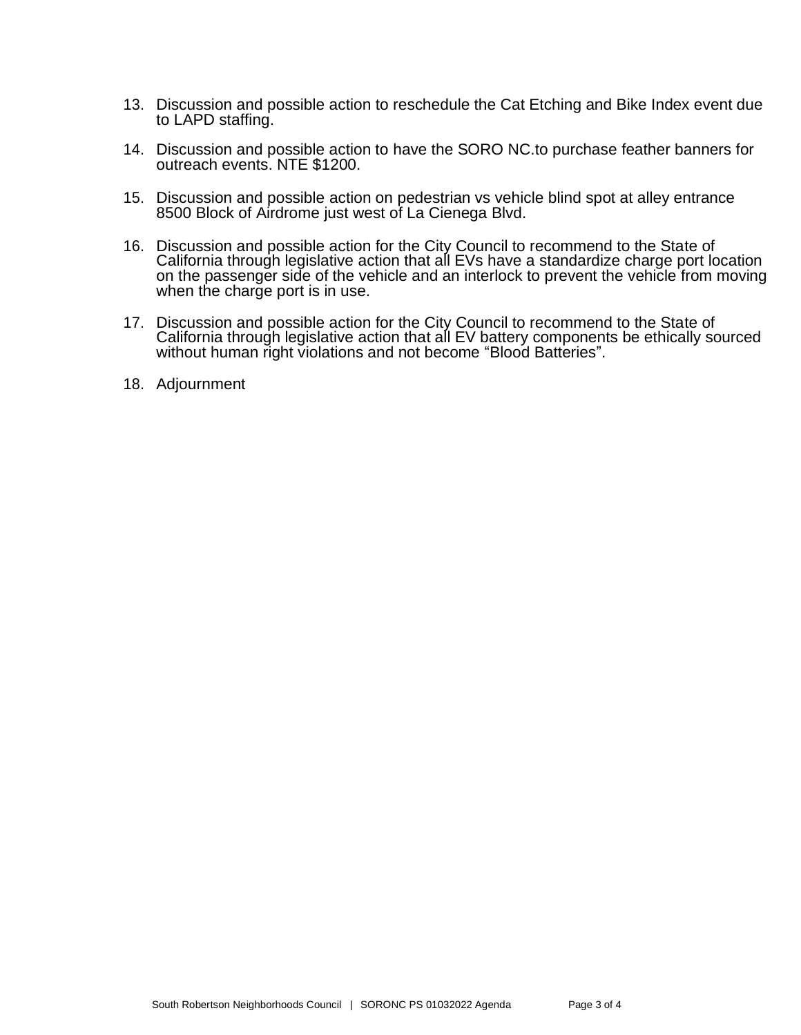13. Discussion and possible action to reschedule the Cat Etching and Bike Index event due to LAPD staffing.

14. Discussion and possible action to have the SORO NC.to purchase feather banners for outreach events. NTE $1200.

15. Discussion and possible action on pedestrian vs vehicle blind spot at alley entrance 8500 Block of Airdrome just west of La Cienega Blvd.

16. Discussion and possible action for the City Council to recommend to the State of California through legislative action that all EVs have a standardize charge port location on the passenger side of the vehicle and an interlock to prevent the vehicle from moving when the charge port is in use.

17. Discussion and possible action for the City Council to recommend to the State of California through legislative action that all EV battery components be ethically sourced without human right violations and not become "Blood Batteries".

18. Adjournment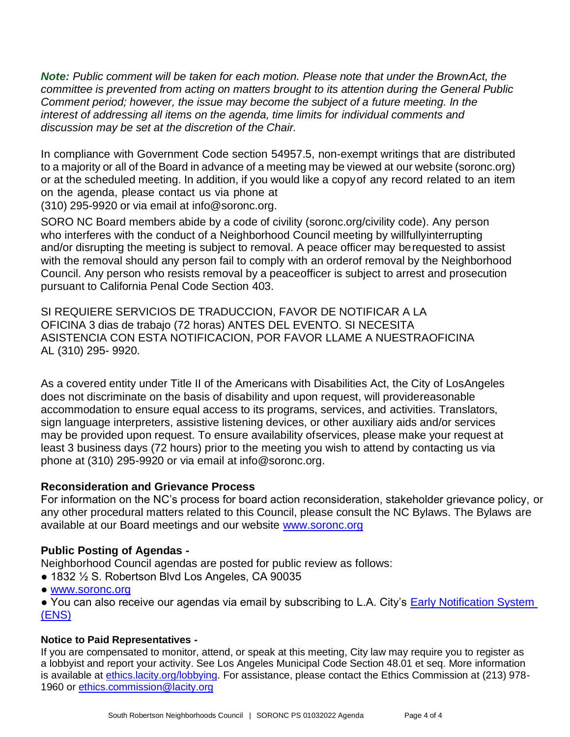***Note:** Public comment will be taken for each motion. Please note that under the BrownAct, the committee is prevented from acting on matters brought to its attention during the General Public Comment period; however, the issue may become the subject of a future meeting. In the interest of addressing all items on the agenda, time limits for individual comments and discussion may be set at the discretion of the Chair.*

In compliance with Government Code section 54957.5, non-exempt writings that are distributed to a majority or all of the Board in advance of a meeting may be viewed at our website (soronc.org) or at the scheduled meeting. In addition, if you would like a copyof any record related to an item on the agenda, please contact us via phone at
(310) 295-9920 or via email at info@soronc.org.

SORO NC Board members abide by a code of civility (soronc.org/civility code). Any person who interferes with the conduct of a Neighborhood Council meeting by willfullyinterrupting and/or disrupting the meeting is subject to removal. A peace officer may berequested to assist with the removal should any person fail to comply with an orderof removal by the Neighborhood Council. Any person who resists removal by a peaceofficer is subject to arrest and prosecution pursuant to California Penal Code Section 403.

SI REQUIERE SERVICIOS DE TRADUCCION, FAVOR DE NOTIFICAR A LA OFICINA 3 dias de trabajo (72 horas) ANTES DEL EVENTO. SI NECESITA ASISTENCIA CON ESTA NOTIFICACION, POR FAVOR LLAME A NUESTRAOFICINA AL (310) 295- 9920.

As a covered entity under Title II of the Americans with Disabilities Act, the City of LosAngeles does not discriminate on the basis of disability and upon request, will providereasonable accommodation to ensure equal access to its programs, services, and activities. Translators, sign language interpreters, assistive listening devices, or other auxiliary aids and/or services may be provided upon request. To ensure availability ofservices, please make your request at least 3 business days (72 hours) prior to the meeting you wish to attend by contacting us via phone at (310) 295-9920 or via email at info@soronc.org.

### Reconsideration and Grievance Process

For information on the NC's process for board action reconsideration, stakeholder grievance policy, or any other procedural matters related to this Council, please consult the NC Bylaws. The Bylaws are available at our Board meetings and our website [www.soronc.org](http://www.soronc.org)

### Public Posting of Agendas -

Neighborhood Council agendas are posted for public review as follows:

- 1832 ½ S. Robertson Blvd Los Angeles, CA 90035
- [www.soronc.org](http://www.soronc.org)
- You can also receive our agendas via email by subscribing to L.A. City's [Early Notification System (ENS)]()

#### Notice to Paid Representatives -

If you are compensated to monitor, attend, or speak at this meeting, City law may require you to register as a lobbyist and report your activity. See Los Angeles Municipal Code Section 48.01 et seq. More information is available at [ethics.lacity.org/lobbying](http://ethics.lacity.org/lobbying). For assistance, please contact the Ethics Commission at (213) 978-1960 or [ethics.commission@lacity.org](mailto:ethics.commission@lacity.org)